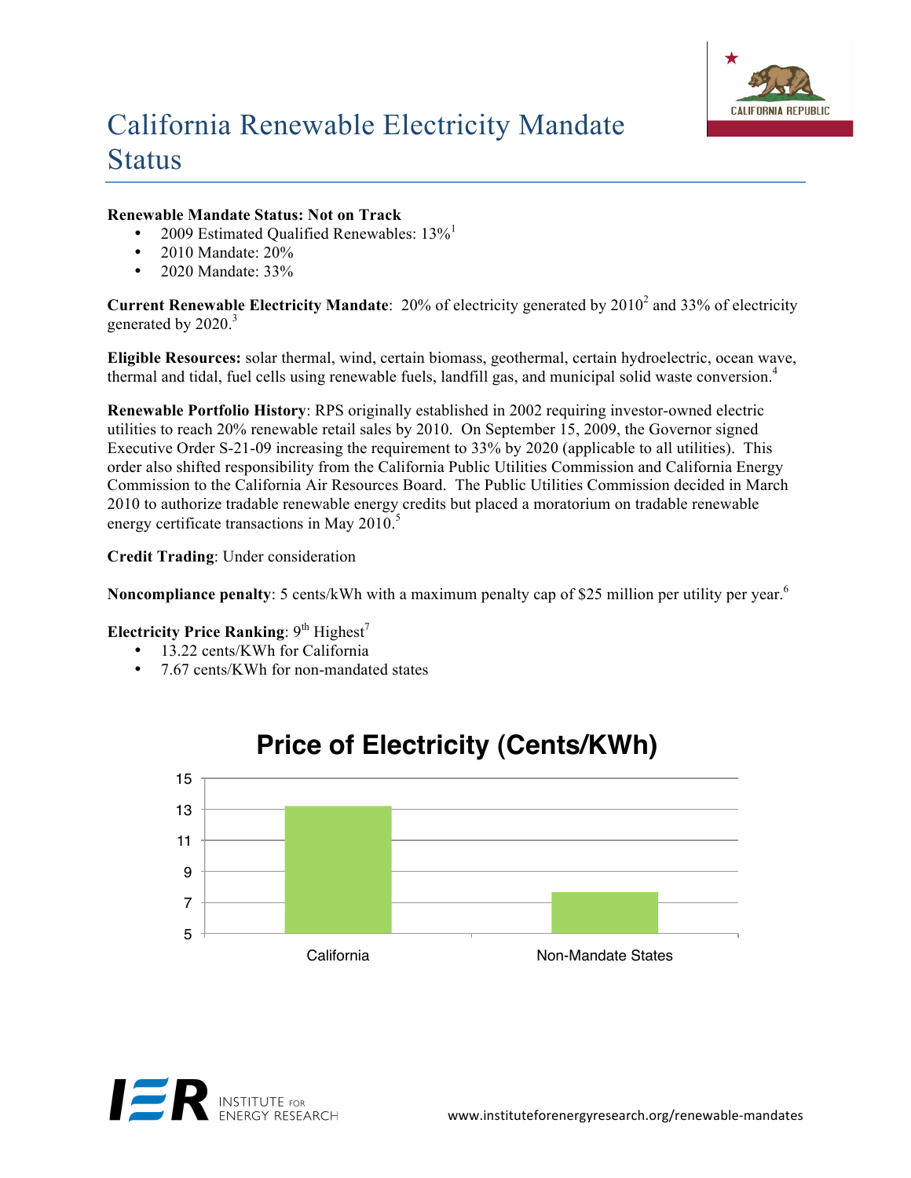# California Renewable Electricity Mandate Status

**Renewable Mandate Status: Not on Track**

- 2009 Estimated Qualified Renewables: 13%[1]
- 2010 Mandate: 20%
- 2020 Mandate: 33%

**Current Renewable Electricity Mandate**: 20% of electricity generated by 2010[2] and 33% of electricity generated by 2020.[3]

**Eligible Resources:** solar thermal, wind, certain biomass, geothermal, certain hydroelectric, ocean wave, thermal and tidal, fuel cells using renewable fuels, landfill gas, and municipal solid waste conversion.[4]

**Renewable Portfolio History**: RPS originally established in 2002 requiring investor-owned electric utilities to reach 20% renewable retail sales by 2010. On September 15, 2009, the Governor signed Executive Order S-21-09 increasing the requirement to 33% by 2020 (applicable to all utilities). This order also shifted responsibility from the California Public Utilities Commission and California Energy Commission to the California Air Resources Board. The Public Utilities Commission decided in March 2010 to authorize tradable renewable energy credits but placed a moratorium on tradable renewable energy certificate transactions in May 2010.[5]

**Credit Trading**: Under consideration

**Noncompliance penalty**: 5 cents/kWh with a maximum penalty cap of $25 million per utility per year.[6]

**Electricity Price Ranking**: 9th Highest[7]

- 13.22 cents/KWh for California
- 7.67 cents/KWh for non-mandated states

**Price of Electricity (Cents/KWh)**

| | Price (Cents/KWh) |
|---|---|
| California | 13.22 |
| Non-Mandate States | 7.67 |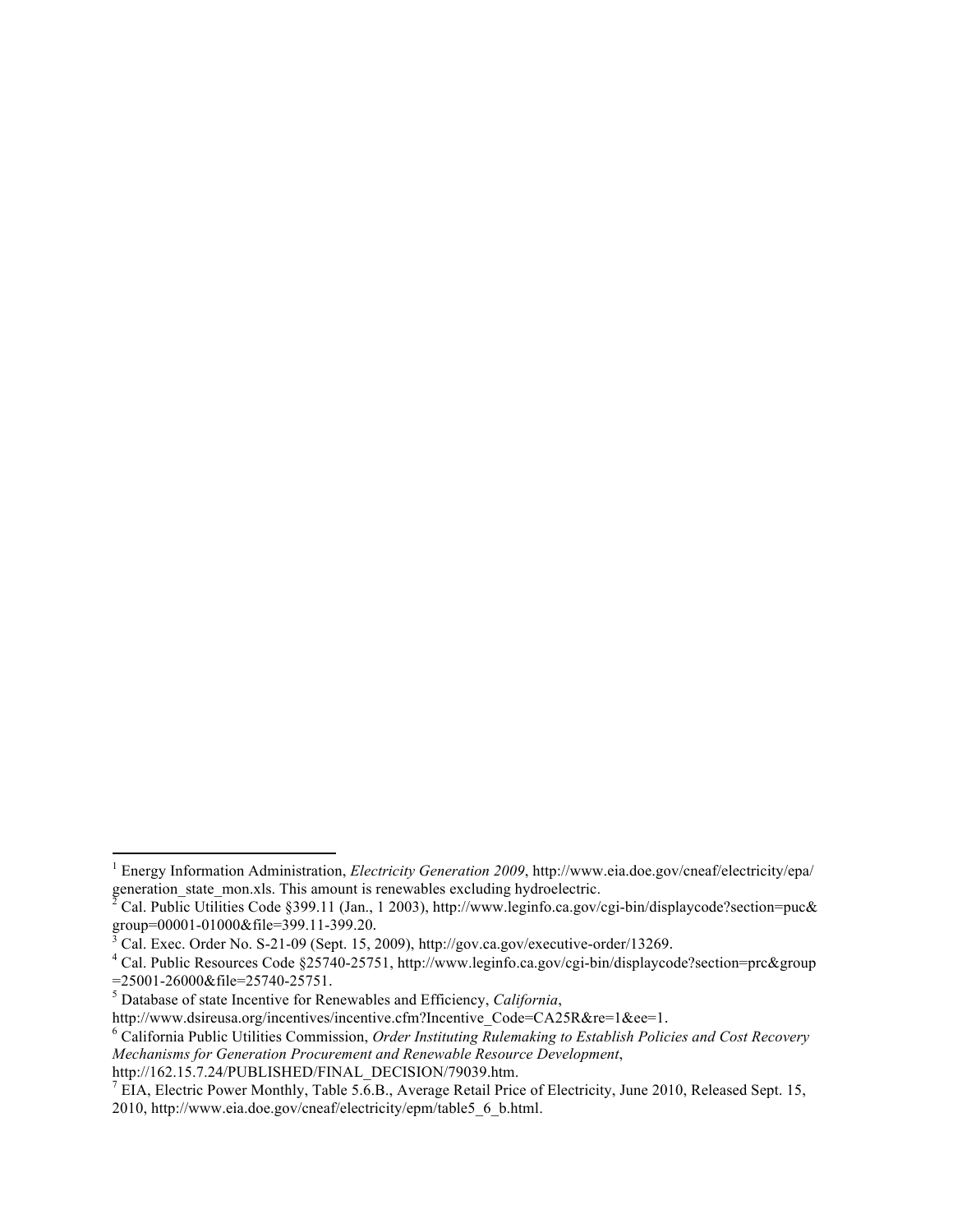[1] Energy Information Administration, *Electricity Generation 2009*, http://www.eia.doe.gov/cneaf/electricity/epa/generation_state_mon.xls. This amount is renewables excluding hydroelectric.

[2] Cal. Public Utilities Code §399.11 (Jan., 1 2003), http://www.leginfo.ca.gov/cgi-bin/displaycode?section=puc&group=00001-01000&file=399.11-399.20.

[3] Cal. Exec. Order No. S-21-09 (Sept. 15, 2009), http://gov.ca.gov/executive-order/13269.

[4] Cal. Public Resources Code §25740-25751, http://www.leginfo.ca.gov/cgi-bin/displaycode?section=prc&group=25001-26000&file=25740-25751.

[5] Database of state Incentive for Renewables and Efficiency, *California*, http://www.dsireusa.org/incentives/incentive.cfm?Incentive_Code=CA25R&re=1&ee=1.

[6] California Public Utilities Commission, *Order Instituting Rulemaking to Establish Policies and Cost Recovery Mechanisms for Generation Procurement and Renewable Resource Development*, http://162.15.7.24/PUBLISHED/FINAL_DECISION/79039.htm.

[7] EIA, Electric Power Monthly, Table 5.6.B., Average Retail Price of Electricity, June 2010, Released Sept. 15, 2010, http://www.eia.doe.gov/cneaf/electricity/epm/table5_6_b.html.